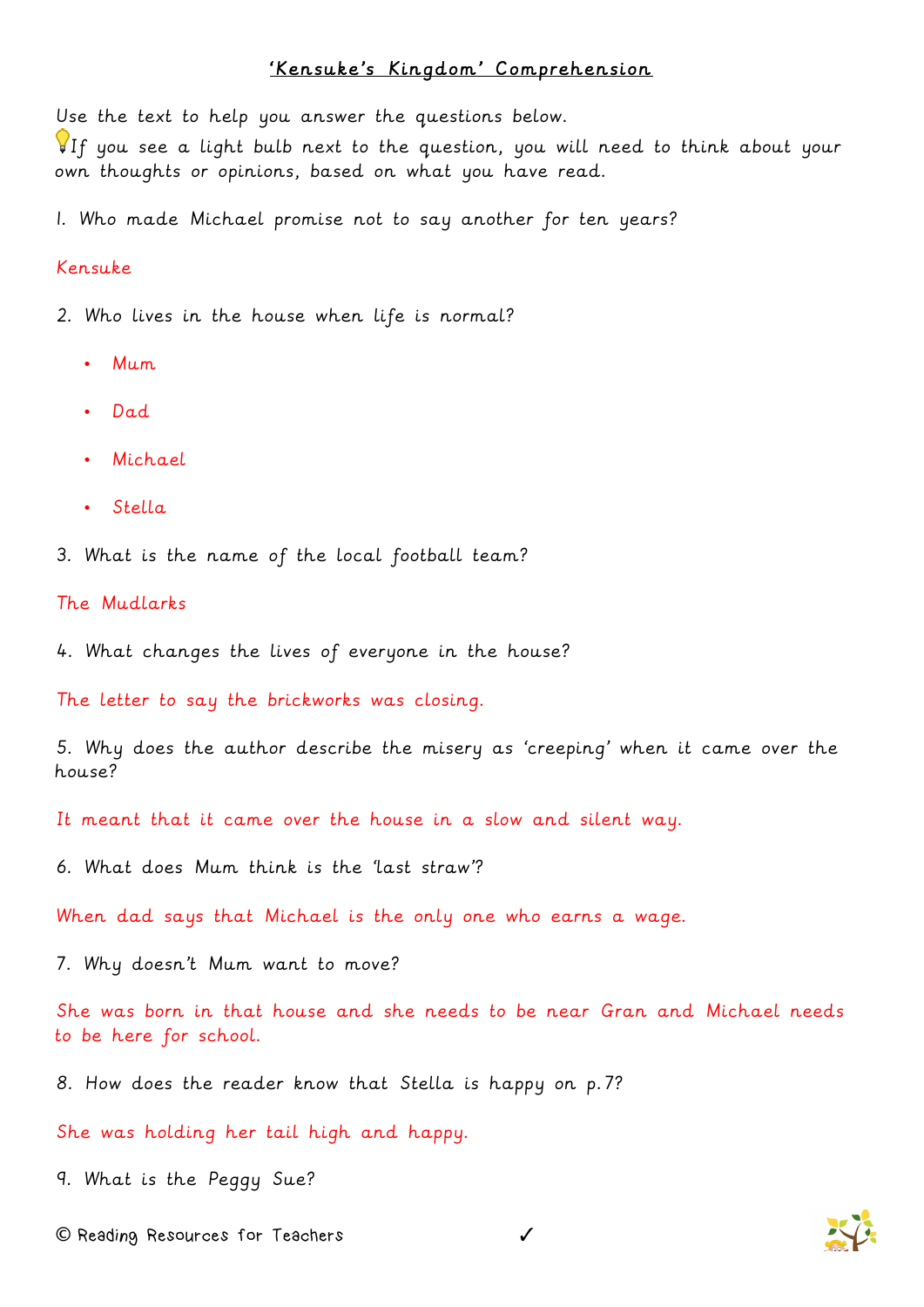# 'Kensuke's Kingdom' Comprehension

Use the text to help you answer the questions below.

💡If you see a light bulb next to the question, you will need to think about your own thoughts or opinions, based on what you have read.

1. Who made Michael promise not to say another for ten years?

Kensuke

2. Who lives in the house when life is normal?

- Mum
- Dad
- Michael
- Stella

3. What is the name of the local football team?

The Mudlarks

4. What changes the lives of everyone in the house?

The letter to say the brickworks was closing.

5. Why does the author describe the misery as 'creeping' when it came over the house?

It meant that it came over the house in a slow and silent way.

6. What does Mum think is the 'last straw'?

When dad says that Michael is the only one who earns a wage.

7. Why doesn't Mum want to move?

She was born in that house and she needs to be near Gran and Michael needs to be here for school.

8. How does the reader know that Stella is happy on p.7?

She was holding her tail high and happy.

9. What is the Peggy Sue?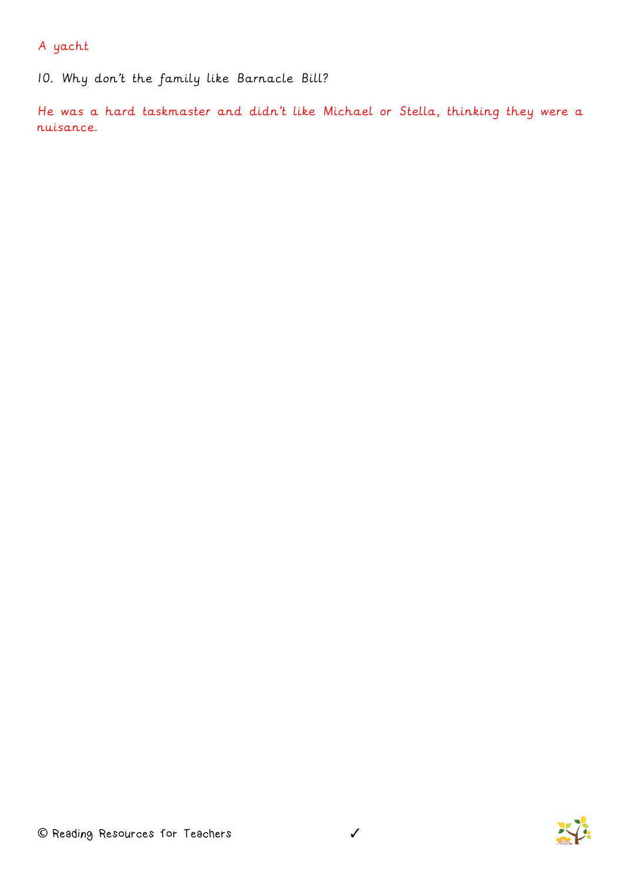A yacht

10. Why don't the family like Barnacle Bill?

He was a hard taskmaster and didn't like Michael or Stella, thinking they were a nuisance.